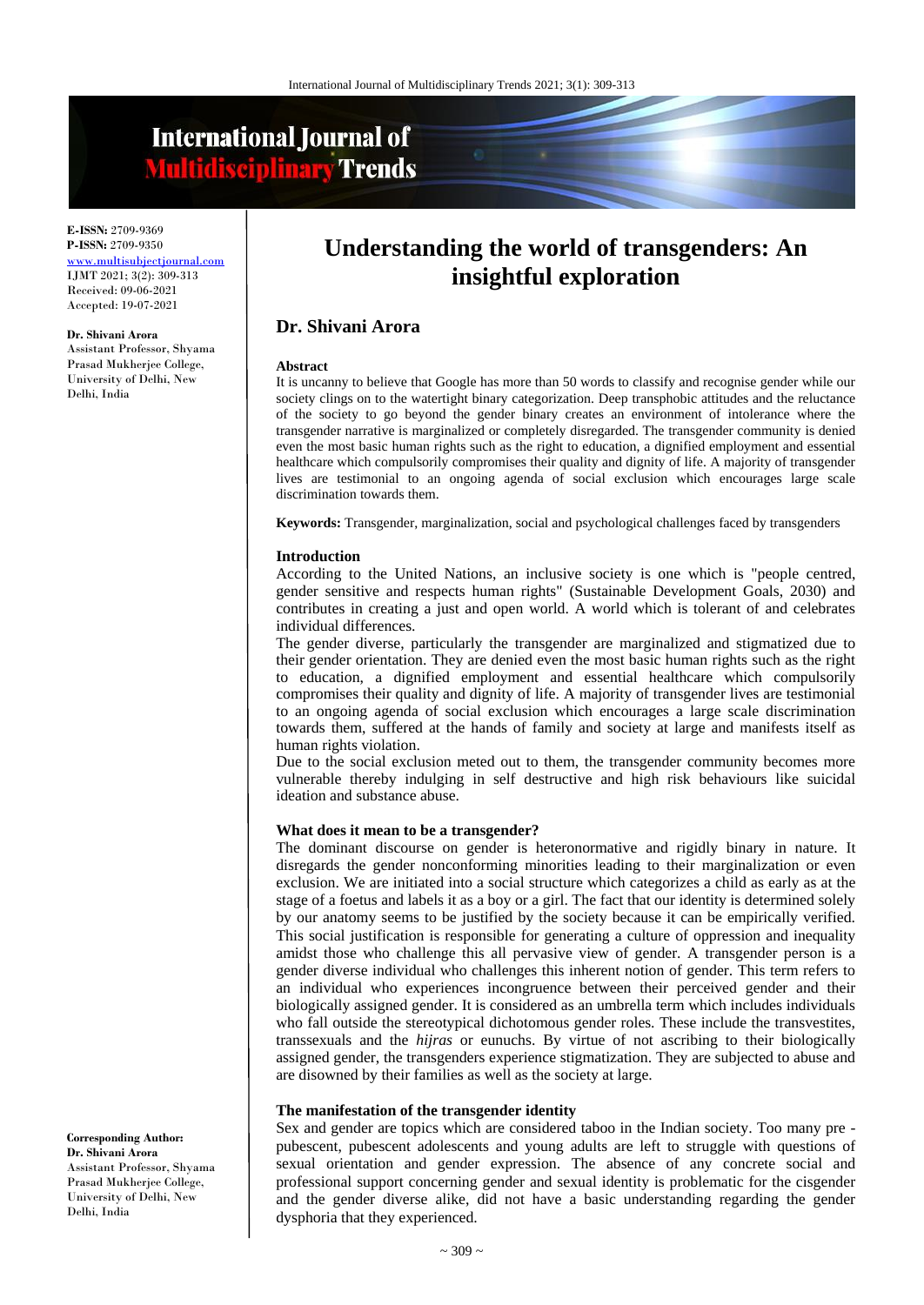# Understanding the world of transgenders: An insightful exploration

**E-ISSN:** 2709-9369
**P-ISSN:** 2709-9350
www.multisubjectjournal.com
IJMT 2021; 3(2): 309-313
Received: 09-06-2021
Accepted: 19-07-2021

**Dr. Shivani Arora**
Assistant Professor, Shyama Prasad Mukherjee College, University of Delhi, New Delhi, India

**Corresponding Author:**
**Dr. Shivani Arora**
Assistant Professor, Shyama Prasad Mukherjee College, University of Delhi, New Delhi, India

## Dr. Shivani Arora

### Abstract

It is uncanny to believe that Google has more than 50 words to classify and recognise gender while our society clings on to the watertight binary categorization. Deep transphobic attitudes and the reluctance of the society to go beyond the gender binary creates an environment of intolerance where the transgender narrative is marginalized or completely disregarded. The transgender community is denied even the most basic human rights such as the right to education, a dignified employment and essential healthcare which compulsorily compromises their quality and dignity of life. A majority of transgender lives are testimonial to an ongoing agenda of social exclusion which encourages large scale discrimination towards them.

**Keywords:** Transgender, marginalization, social and psychological challenges faced by transgenders

### Introduction

According to the United Nations, an inclusive society is one which is "people centred, gender sensitive and respects human rights" (Sustainable Development Goals, 2030) and contributes in creating a just and open world. A world which is tolerant of and celebrates individual differences.

The gender diverse, particularly the transgender are marginalized and stigmatized due to their gender orientation. They are denied even the most basic human rights such as the right to education, a dignified employment and essential healthcare which compulsorily compromises their quality and dignity of life. A majority of transgender lives are testimonial to an ongoing agenda of social exclusion which encourages a large scale discrimination towards them, suffered at the hands of family and society at large and manifests itself as human rights violation.

Due to the social exclusion meted out to them, the transgender community becomes more vulnerable thereby indulging in self destructive and high risk behaviours like suicidal ideation and substance abuse.

### What does it mean to be a transgender?

The dominant discourse on gender is heteronormative and rigidly binary in nature. It disregards the gender nonconforming minorities leading to their marginalization or even exclusion. We are initiated into a social structure which categorizes a child as early as at the stage of a foetus and labels it as a boy or a girl. The fact that our identity is determined solely by our anatomy seems to be justified by the society because it can be empirically verified. This social justification is responsible for generating a culture of oppression and inequality amidst those who challenge this all pervasive view of gender. A transgender person is a gender diverse individual who challenges this inherent notion of gender. This term refers to an individual who experiences incongruence between their perceived gender and their biologically assigned gender. It is considered as an umbrella term which includes individuals who fall outside the stereotypical dichotomous gender roles. These include the transvestites, transsexuals and the *hijras* or eunuchs. By virtue of not ascribing to their biologically assigned gender, the transgenders experience stigmatization. They are subjected to abuse and are disowned by their families as well as the society at large.

### The manifestation of the transgender identity

Sex and gender are topics which are considered taboo in the Indian society. Too many pre - pubescent, pubescent adolescents and young adults are left to struggle with questions of sexual orientation and gender expression. The absence of any concrete social and professional support concerning gender and sexual identity is problematic for the cisgender and the gender diverse alike, did not have a basic understanding regarding the gender dysphoria that they experienced.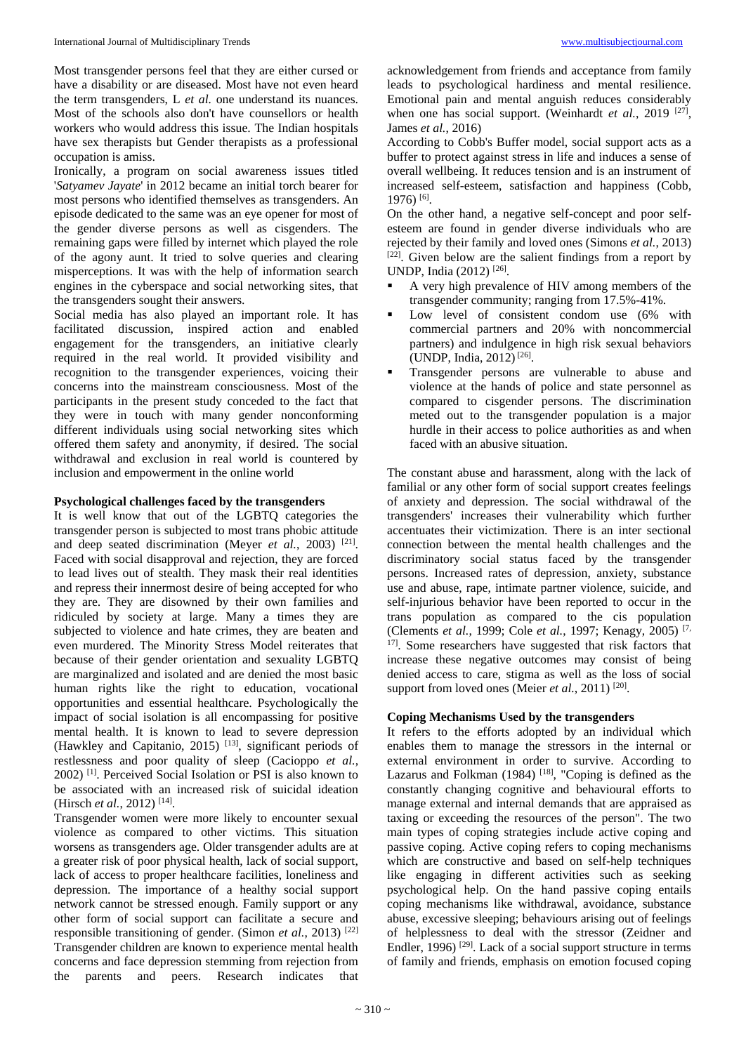Most transgender persons feel that they are either cursed or have a disability or are diseased. Most have not even heard the term transgenders, L *et al.* one understand its nuances. Most of the schools also don't have counsellors or health workers who would address this issue. The Indian hospitals have sex therapists but Gender therapists as a professional occupation is amiss.

Ironically, a program on social awareness issues titled '*Satyamev Jayate*' in 2012 became an initial torch bearer for most persons who identified themselves as transgenders. An episode dedicated to the same was an eye opener for most of the gender diverse persons as well as cisgenders. The remaining gaps were filled by internet which played the role of the agony aunt. It tried to solve queries and clearing misperceptions. It was with the help of information search engines in the cyberspace and social networking sites, that the transgenders sought their answers.

Social media has also played an important role. It has facilitated discussion, inspired action and enabled engagement for the transgenders, an initiative clearly required in the real world. It provided visibility and recognition to the transgender experiences, voicing their concerns into the mainstream consciousness. Most of the participants in the present study conceded to the fact that they were in touch with many gender nonconforming different individuals using social networking sites which offered them safety and anonymity, if desired. The social withdrawal and exclusion in real world is countered by inclusion and empowerment in the online world

**Psychological challenges faced by the transgenders**

It is well know that out of the LGBTQ categories the transgender person is subjected to most trans phobic attitude and deep seated discrimination (Meyer *et al.*, 2003) [21]. Faced with social disapproval and rejection, they are forced to lead lives out of stealth. They mask their real identities and repress their innermost desire of being accepted for who they are. They are disowned by their own families and ridiculed by society at large. Many a times they are subjected to violence and hate crimes, they are beaten and even murdered. The Minority Stress Model reiterates that because of their gender orientation and sexuality LGBTQ are marginalized and isolated and are denied the most basic human rights like the right to education, vocational opportunities and essential healthcare. Psychologically the impact of social isolation is all encompassing for positive mental health. It is known to lead to severe depression (Hawkley and Capitanio, 2015) [13], significant periods of restlessness and poor quality of sleep (Cacioppo *et al.*, 2002) [1]. Perceived Social Isolation or PSI is also known to be associated with an increased risk of suicidal ideation (Hirsch *et al.*, 2012) [14].

Transgender women were more likely to encounter sexual violence as compared to other victims. This situation worsens as transgenders age. Older transgender adults are at a greater risk of poor physical health, lack of social support, lack of access to proper healthcare facilities, loneliness and depression. The importance of a healthy social support network cannot be stressed enough. Family support or any other form of social support can facilitate a secure and responsible transitioning of gender. (Simon *et al.*, 2013) [22] Transgender children are known to experience mental health concerns and face depression stemming from rejection from the parents and peers. Research indicates that acknowledgement from friends and acceptance from family leads to psychological hardiness and mental resilience. Emotional pain and mental anguish reduces considerably when one has social support. (Weinhardt *et al.*, 2019 [27], James *et al.*, 2016)

According to Cobb's Buffer model, social support acts as a buffer to protect against stress in life and induces a sense of overall wellbeing. It reduces tension and is an instrument of increased self-esteem, satisfaction and happiness (Cobb, 1976) [6].

On the other hand, a negative self-concept and poor self-esteem are found in gender diverse individuals who are rejected by their family and loved ones (Simons *et al.*, 2013) [22]. Given below are the salient findings from a report by UNDP, India (2012) [26].

- A very high prevalence of HIV among members of the transgender community; ranging from 17.5%-41%.
- Low level of consistent condom use (6% with commercial partners and 20% with noncommercial partners) and indulgence in high risk sexual behaviors (UNDP, India, 2012) [26].
- Transgender persons are vulnerable to abuse and violence at the hands of police and state personnel as compared to cisgender persons. The discrimination meted out to the transgender population is a major hurdle in their access to police authorities as and when faced with an abusive situation.

The constant abuse and harassment, along with the lack of familial or any other form of social support creates feelings of anxiety and depression. The social withdrawal of the transgenders' increases their vulnerability which further accentuates their victimization. There is an inter sectional connection between the mental health challenges and the discriminatory social status faced by the transgender persons. Increased rates of depression, anxiety, substance use and abuse, rape, intimate partner violence, suicide, and self-injurious behavior have been reported to occur in the trans population as compared to the cis population (Clements *et al.*, 1999; Cole *et al.*, 1997; Kenagy, 2005) [7, 17]. Some researchers have suggested that risk factors that increase these negative outcomes may consist of being denied access to care, stigma as well as the loss of social support from loved ones (Meier *et al.*, 2011) [20].

**Coping Mechanisms Used by the transgenders**

It refers to the efforts adopted by an individual which enables them to manage the stressors in the internal or external environment in order to survive. According to Lazarus and Folkman (1984) [18], "Coping is defined as the constantly changing cognitive and behavioural efforts to manage external and internal demands that are appraised as taxing or exceeding the resources of the person". The two main types of coping strategies include active coping and passive coping. Active coping refers to coping mechanisms which are constructive and based on self-help techniques like engaging in different activities such as seeking psychological help. On the hand passive coping entails coping mechanisms like withdrawal, avoidance, substance abuse, excessive sleeping; behaviours arising out of feelings of helplessness to deal with the stressor (Zeidner and Endler, 1996) [29]. Lack of a social support structure in terms of family and friends, emphasis on emotion focused coping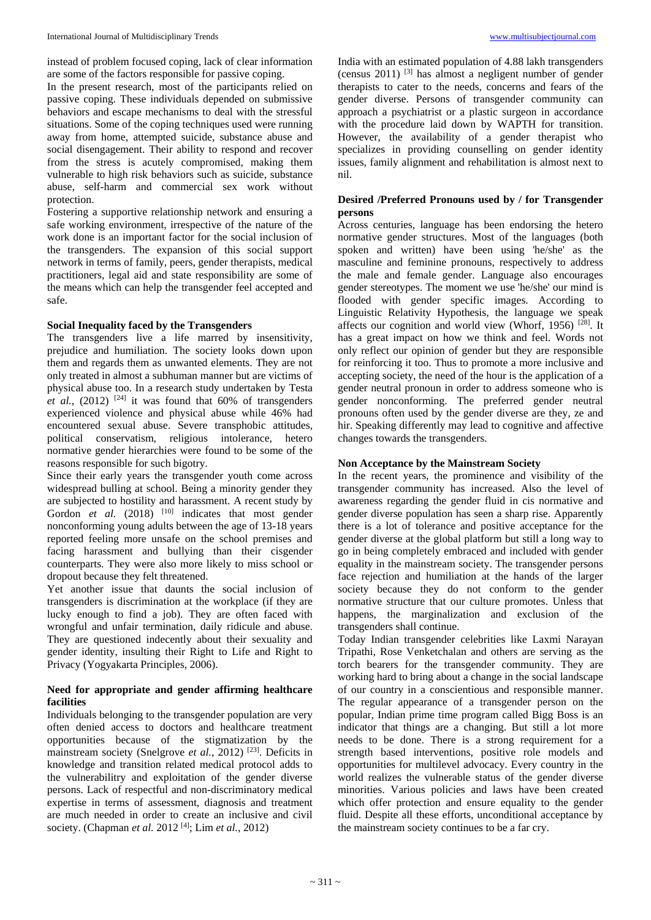instead of problem focused coping, lack of clear information are some of the factors responsible for passive coping.

In the present research, most of the participants relied on passive coping. These individuals depended on submissive behaviors and escape mechanisms to deal with the stressful situations. Some of the coping techniques used were running away from home, attempted suicide, substance abuse and social disengagement. Their ability to respond and recover from the stress is acutely compromised, making them vulnerable to high risk behaviors such as suicide, substance abuse, self-harm and commercial sex work without protection.

Fostering a supportive relationship network and ensuring a safe working environment, irrespective of the nature of the work done is an important factor for the social inclusion of the transgenders. The expansion of this social support network in terms of family, peers, gender therapists, medical practitioners, legal aid and state responsibility are some of the means which can help the transgender feel accepted and safe.

**Social Inequality faced by the Transgenders**

The transgenders live a life marred by insensitivity, prejudice and humiliation. The society looks down upon them and regards them as unwanted elements. They are not only treated in almost a subhuman manner but are victims of physical abuse too. In a research study undertaken by Testa *et al.*, (2012) [24] it was found that 60% of transgenders experienced violence and physical abuse while 46% had encountered sexual abuse. Severe transphobic attitudes, political conservatism, religious intolerance, hetero normative gender hierarchies were found to be some of the reasons responsible for such bigotry.

Since their early years the transgender youth come across widespread bulling at school. Being a minority gender they are subjected to hostility and harassment. A recent study by Gordon *et al.* (2018) [10] indicates that most gender nonconforming young adults between the age of 13-18 years reported feeling more unsafe on the school premises and facing harassment and bullying than their cisgender counterparts. They were also more likely to miss school or dropout because they felt threatened.

Yet another issue that daunts the social inclusion of transgenders is discrimination at the workplace (if they are lucky enough to find a job). They are often faced with wrongful and unfair termination, daily ridicule and abuse. They are questioned indecently about their sexuality and gender identity, insulting their Right to Life and Right to Privacy (Yogyakarta Principles, 2006).

**Need for appropriate and gender affirming healthcare facilities**

Individuals belonging to the transgender population are very often denied access to doctors and healthcare treatment opportunities because of the stigmatization by the mainstream society (Snelgrove *et al.*, 2012) [23]. Deficits in knowledge and transition related medical protocol adds to the vulnerabilitry and exploitation of the gender diverse persons. Lack of respectful and non-discriminatory medical expertise in terms of assessment, diagnosis and treatment are much needed in order to create an inclusive and civil society. (Chapman *et al.* 2012 [4]; Lim *et al.*, 2012)

India with an estimated population of 4.88 lakh transgenders (census 2011) [3] has almost a negligent number of gender therapists to cater to the needs, concerns and fears of the gender diverse. Persons of transgender community can approach a psychiatrist or a plastic surgeon in accordance with the procedure laid down by WAPTH for transition. However, the availability of a gender therapist who specializes in providing counselling on gender identity issues, family alignment and rehabilitation is almost next to nil.

**Desired /Preferred Pronouns used by / for Transgender persons**

Across centuries, language has been endorsing the hetero normative gender structures. Most of the languages (both spoken and written) have been using 'he/she' as the masculine and feminine pronouns, respectively to address the male and female gender. Language also encourages gender stereotypes. The moment we use 'he/she' our mind is flooded with gender specific images. According to Linguistic Relativity Hypothesis, the language we speak affects our cognition and world view (Whorf, 1956) [28]. It has a great impact on how we think and feel. Words not only reflect our opinion of gender but they are responsible for reinforcing it too. Thus to promote a more inclusive and accepting society, the need of the hour is the application of a gender neutral pronoun in order to address someone who is gender nonconforming. The preferred gender neutral pronouns often used by the gender diverse are they, ze and hir. Speaking differently may lead to cognitive and affective changes towards the transgenders.

**Non Acceptance by the Mainstream Society**

In the recent years, the prominence and visibility of the transgender community has increased. Also the level of awareness regarding the gender fluid in cis normative and gender diverse population has seen a sharp rise. Apparently there is a lot of tolerance and positive acceptance for the gender diverse at the global platform but still a long way to go in being completely embraced and included with gender equality in the mainstream society. The transgender persons face rejection and humiliation at the hands of the larger society because they do not conform to the gender normative structure that our culture promotes. Unless that happens, the marginalization and exclusion of the transgenders shall continue.

Today Indian transgender celebrities like Laxmi Narayan Tripathi, Rose Venketchalan and others are serving as the torch bearers for the transgender community. They are working hard to bring about a change in the social landscape of our country in a conscientious and responsible manner. The regular appearance of a transgender person on the popular, Indian prime time program called Bigg Boss is an indicator that things are a changing. But still a lot more needs to be done. There is a strong requirement for a strength based interventions, positive role models and opportunities for multilevel advocacy. Every country in the world realizes the vulnerable status of the gender diverse minorities. Various policies and laws have been created which offer protection and ensure equality to the gender fluid. Despite all these efforts, unconditional acceptance by the mainstream society continues to be a far cry.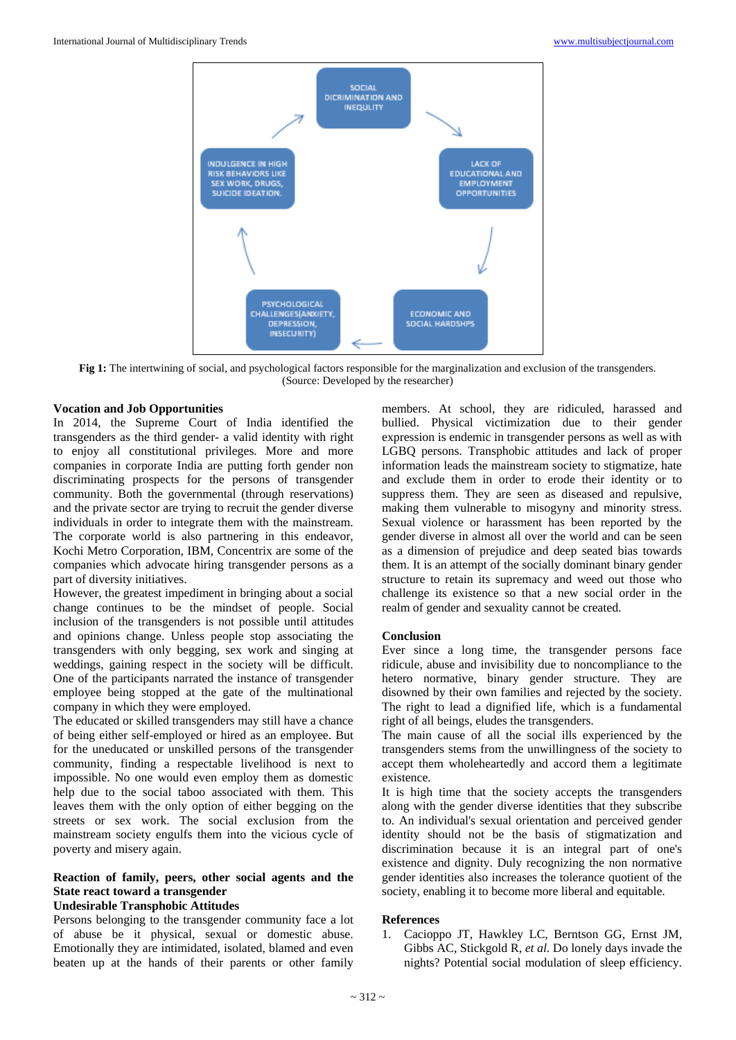Fig 1: The intertwining of social, and psychological factors responsible for the marginalization and exclusion of the transgenders. (Source: Developed by the researcher)

### Vocation and Job Opportunities

In 2014, the Supreme Court of India identified the transgenders as the third gender- a valid identity with right to enjoy all constitutional privileges. More and more companies in corporate India are putting forth gender non discriminating prospects for the persons of transgender community. Both the governmental (through reservations) and the private sector are trying to recruit the gender diverse individuals in order to integrate them with the mainstream. The corporate world is also partnering in this endeavor, Kochi Metro Corporation, IBM, Concentrix are some of the companies which advocate hiring transgender persons as a part of diversity initiatives.

However, the greatest impediment in bringing about a social change continues to be the mindset of people. Social inclusion of the transgenders is not possible until attitudes and opinions change. Unless people stop associating the transgenders with only begging, sex work and singing at weddings, gaining respect in the society will be difficult. One of the participants narrated the instance of transgender employee being stopped at the gate of the multinational company in which they were employed.

The educated or skilled transgenders may still have a chance of being either self-employed or hired as an employee. But for the uneducated or unskilled persons of the transgender community, finding a respectable livelihood is next to impossible. No one would even employ them as domestic help due to the social taboo associated with them. This leaves them with the only option of either begging on the streets or sex work. The social exclusion from the mainstream society engulfs them into the vicious cycle of poverty and misery again.

### Reaction of family, peers, other social agents and the State react toward a transgender

### Undesirable Transphobic Attitudes

Persons belonging to the transgender community face a lot of abuse be it physical, sexual or domestic abuse. Emotionally they are intimidated, isolated, blamed and even beaten up at the hands of their parents or other family members. At school, they are ridiculed, harassed and bullied. Physical victimization due to their gender expression is endemic in transgender persons as well as with LGBQ persons. Transphobic attitudes and lack of proper information leads the mainstream society to stigmatize, hate and exclude them in order to erode their identity or to suppress them. They are seen as diseased and repulsive, making them vulnerable to misogyny and minority stress. Sexual violence or harassment has been reported by the gender diverse in almost all over the world and can be seen as a dimension of prejudice and deep seated bias towards them. It is an attempt of the socially dominant binary gender structure to retain its supremacy and weed out those who challenge its existence so that a new social order in the realm of gender and sexuality cannot be created.

### Conclusion

Ever since a long time, the transgender persons face ridicule, abuse and invisibility due to noncompliance to the hetero normative, binary gender structure. They are disowned by their own families and rejected by the society. The right to lead a dignified life, which is a fundamental right of all beings, eludes the transgenders.

The main cause of all the social ills experienced by the transgenders stems from the unwillingness of the society to accept them wholeheartedly and accord them a legitimate existence.

It is high time that the society accepts the transgenders along with the gender diverse identities that they subscribe to. An individual's sexual orientation and perceived gender identity should not be the basis of stigmatization and discrimination because it is an integral part of one's existence and dignity. Duly recognizing the non normative gender identities also increases the tolerance quotient of the society, enabling it to become more liberal and equitable.

### References

1. Cacioppo JT, Hawkley LC, Berntson GG, Ernst JM, Gibbs AC, Stickgold R, *et al.* Do lonely days invade the nights? Potential social modulation of sleep efficiency.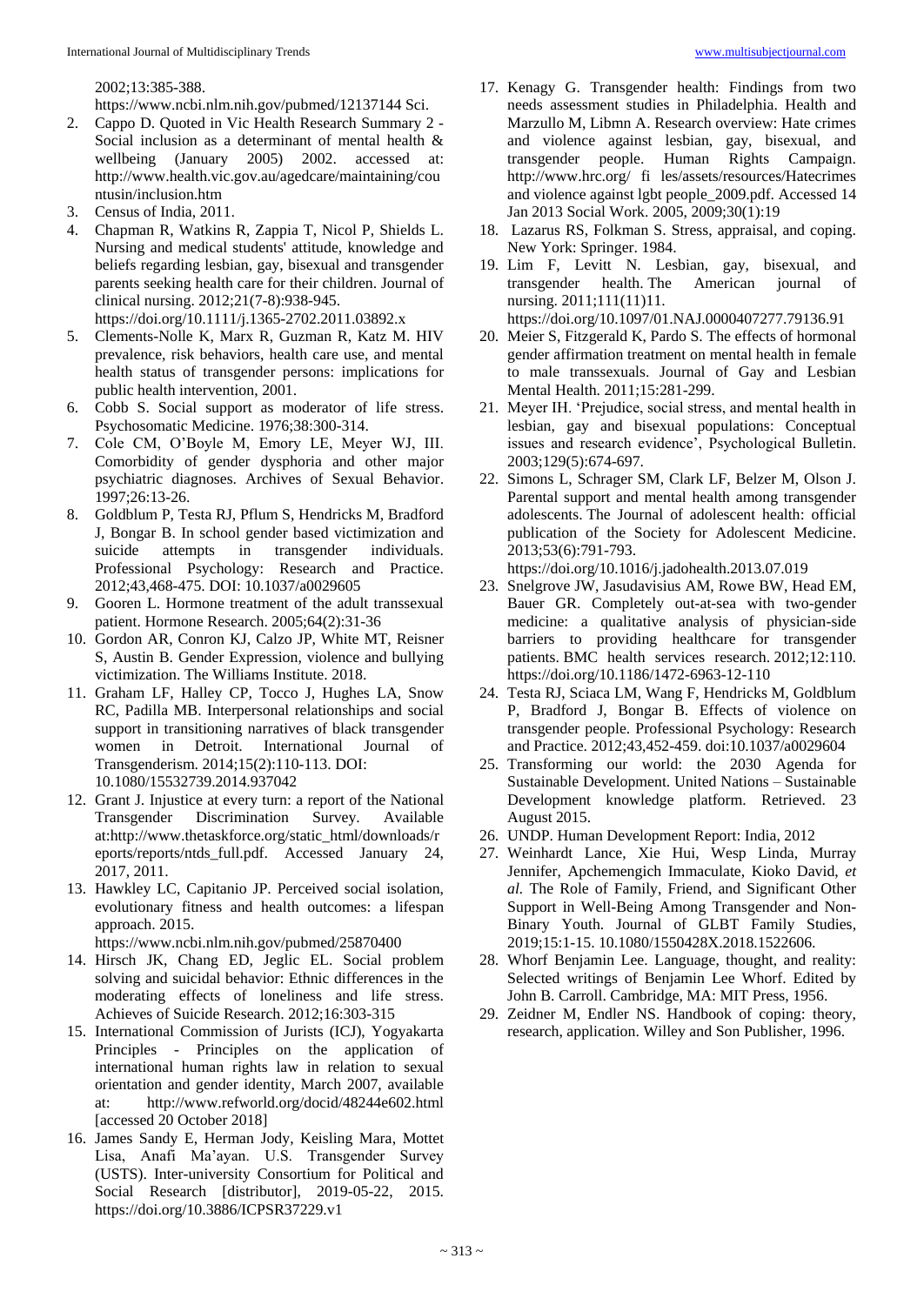2002;13:385-388. https://www.ncbi.nlm.nih.gov/pubmed/12137144 Sci.

2. Cappo D. Quoted in Vic Health Research Summary 2 - Social inclusion as a determinant of mental health & wellbeing (January 2005) 2002. accessed at: http://www.health.vic.gov.au/agedcare/maintaining/countusin/inclusion.htm
3. Census of India, 2011.
4. Chapman R, Watkins R, Zappia T, Nicol P, Shields L. Nursing and medical students' attitude, knowledge and beliefs regarding lesbian, gay, bisexual and transgender parents seeking health care for their children. Journal of clinical nursing. 2012;21(7-8):938-945. https://doi.org/10.1111/j.1365-2702.2011.03892.x
5. Clements-Nolle K, Marx R, Guzman R, Katz M. HIV prevalence, risk behaviors, health care use, and mental health status of transgender persons: implications for public health intervention, 2001.
6. Cobb S. Social support as moderator of life stress. Psychosomatic Medicine. 1976;38:300-314.
7. Cole CM, O'Boyle M, Emory LE, Meyer WJ, III. Comorbidity of gender dysphoria and other major psychiatric diagnoses. Archives of Sexual Behavior. 1997;26:13-26.
8. Goldblum P, Testa RJ, Pflum S, Hendricks M, Bradford J, Bongar B. In school gender based victimization and suicide attempts in transgender individuals. Professional Psychology: Research and Practice. 2012;43,468-475. DOI: 10.1037/a0029605
9. Gooren L. Hormone treatment of the adult transsexual patient. Hormone Research. 2005;64(2):31-36
10. Gordon AR, Conron KJ, Calzo JP, White MT, Reisner S, Austin B. Gender Expression, violence and bullying victimization. The Williams Institute. 2018.
11. Graham LF, Halley CP, Tocco J, Hughes LA, Snow RC, Padilla MB. Interpersonal relationships and social support in transitioning narratives of black transgender women in Detroit. International Journal of Transgenderism. 2014;15(2):110-113. DOI: 10.1080/15532739.2014.937042
12. Grant J. Injustice at every turn: a report of the National Transgender Discrimination Survey. Available at:http://www.thetaskforce.org/static_html/downloads/reports/reports/ntds_full.pdf. Accessed January 24, 2017, 2011.
13. Hawkley LC, Capitanio JP. Perceived social isolation, evolutionary fitness and health outcomes: a lifespan approach. 2015. https://www.ncbi.nlm.nih.gov/pubmed/25870400
14. Hirsch JK, Chang ED, Jeglic EL. Social problem solving and suicidal behavior: Ethnic differences in the moderating effects of loneliness and life stress. Achieves of Suicide Research. 2012;16:303-315
15. International Commission of Jurists (ICJ), Yogyakarta Principles - Principles on the application of international human rights law in relation to sexual orientation and gender identity, March 2007, available at: http://www.refworld.org/docid/48244e602.html [accessed 20 October 2018]
16. James Sandy E, Herman Jody, Keisling Mara, Mottet Lisa, Anafi Ma'ayan. U.S. Transgender Survey (USTS). Inter-university Consortium for Political and Social Research [distributor], 2019-05-22, 2015. https://doi.org/10.3886/ICPSR37229.v1
17. Kenagy G. Transgender health: Findings from two needs assessment studies in Philadelphia. Health and Marzullo M, Libmn A. Research overview: Hate crimes and violence against lesbian, gay, bisexual, and transgender people. Human Rights Campaign. http://www.hrc.org/ fi les/assets/resources/Hatecrimes and violence against lgbt people_2009.pdf. Accessed 14 Jan 2013 Social Work. 2005, 2009;30(1):19
18. Lazarus RS, Folkman S. Stress, appraisal, and coping. New York: Springer. 1984.
19. Lim F, Levitt N. Lesbian, gay, bisexual, and transgender health. The American journal of nursing. 2011;111(11)11. https://doi.org/10.1097/01.NAJ.0000407277.79136.91
20. Meier S, Fitzgerald K, Pardo S. The effects of hormonal gender affirmation treatment on mental health in female to male transsexuals. Journal of Gay and Lesbian Mental Health. 2011;15:281-299.
21. Meyer IH. 'Prejudice, social stress, and mental health in lesbian, gay and bisexual populations: Conceptual issues and research evidence', Psychological Bulletin. 2003;129(5):674-697.
22. Simons L, Schrager SM, Clark LF, Belzer M, Olson J. Parental support and mental health among transgender adolescents. The Journal of adolescent health: official publication of the Society for Adolescent Medicine. 2013;53(6):791-793. https://doi.org/10.1016/j.jadohealth.2013.07.019
23. Snelgrove JW, Jasudavisius AM, Rowe BW, Head EM, Bauer GR. Completely out-at-sea with two-gender medicine: a qualitative analysis of physician-side barriers to providing healthcare for transgender patients. BMC health services research. 2012;12:110. https://doi.org/10.1186/1472-6963-12-110
24. Testa RJ, Sciaca LM, Wang F, Hendricks M, Goldblum P, Bradford J, Bongar B. Effects of violence on transgender people. Professional Psychology: Research and Practice. 2012;43,452-459. doi:10.1037/a0029604
25. Transforming our world: the 2030 Agenda for Sustainable Development. United Nations – Sustainable Development knowledge platform. Retrieved. 23 August 2015.
26. UNDP. Human Development Report: India, 2012
27. Weinhardt Lance, Xie Hui, Wesp Linda, Murray Jennifer, Apchemengich Immaculate, Kioko David, *et al.* The Role of Family, Friend, and Significant Other Support in Well-Being Among Transgender and Non-Binary Youth. Journal of GLBT Family Studies, 2019;15:1-15. 10.1080/1550428X.2018.1522606.
28. Whorf Benjamin Lee. Language, thought, and reality: Selected writings of Benjamin Lee Whorf. Edited by John B. Carroll. Cambridge, MA: MIT Press, 1956.
29. Zeidner M, Endler NS. Handbook of coping: theory, research, application. Willey and Son Publisher, 1996.